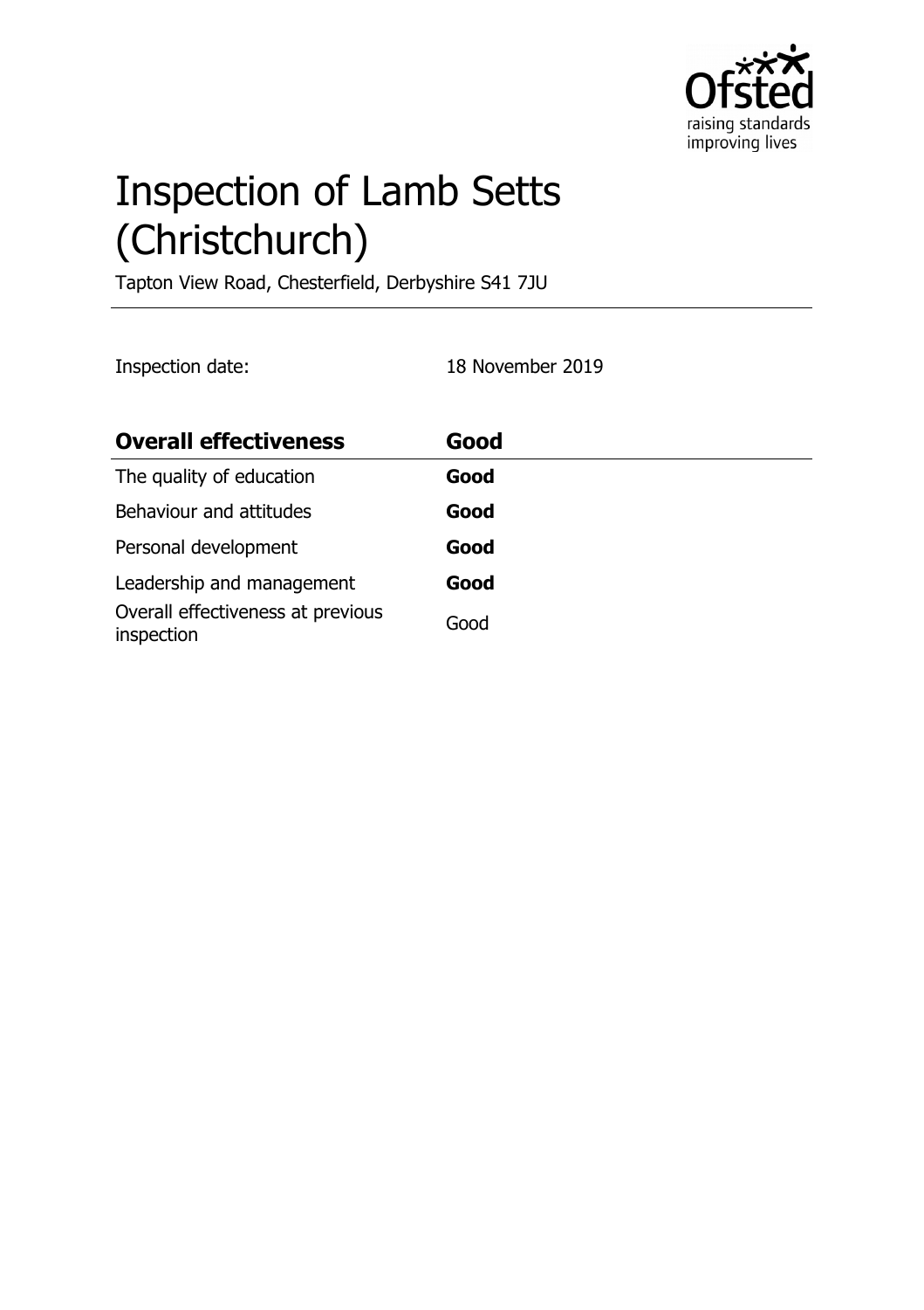# Inspection of Lamb Setts (Christchurch)

Tapton View Road, Chesterfield, Derbyshire S41 7JU

Inspection date: 18 November 2019

| **Overall effectiveness** | **Good** |
| --- | --- |
| The quality of education | **Good** |
| Behaviour and attitudes | **Good** |
| Personal development | **Good** |
| Leadership and management | **Good** |
| Overall effectiveness at previous inspection | Good |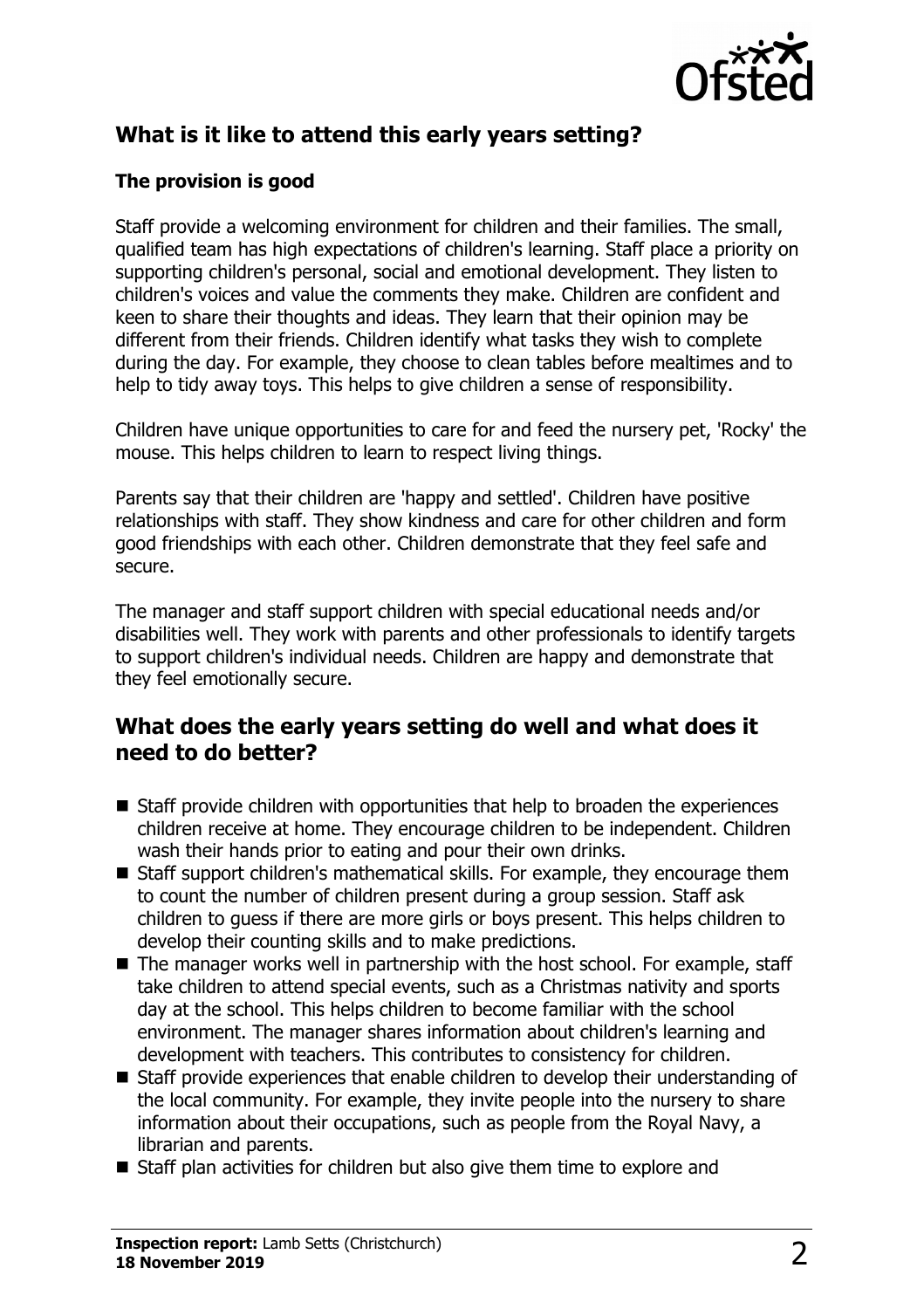## What is it like to attend this early years setting?

### The provision is good

Staff provide a welcoming environment for children and their families. The small, qualified team has high expectations of children's learning. Staff place a priority on supporting children's personal, social and emotional development. They listen to children's voices and value the comments they make. Children are confident and keen to share their thoughts and ideas. They learn that their opinion may be different from their friends. Children identify what tasks they wish to complete during the day. For example, they choose to clean tables before mealtimes and to help to tidy away toys. This helps to give children a sense of responsibility.

Children have unique opportunities to care for and feed the nursery pet, 'Rocky' the mouse. This helps children to learn to respect living things.

Parents say that their children are 'happy and settled'. Children have positive relationships with staff. They show kindness and care for other children and form good friendships with each other. Children demonstrate that they feel safe and secure.

The manager and staff support children with special educational needs and/or disabilities well. They work with parents and other professionals to identify targets to support children's individual needs. Children are happy and demonstrate that they feel emotionally secure.

## What does the early years setting do well and what does it need to do better?

- Staff provide children with opportunities that help to broaden the experiences children receive at home. They encourage children to be independent. Children wash their hands prior to eating and pour their own drinks.
- Staff support children's mathematical skills. For example, they encourage them to count the number of children present during a group session. Staff ask children to guess if there are more girls or boys present. This helps children to develop their counting skills and to make predictions.
- The manager works well in partnership with the host school. For example, staff take children to attend special events, such as a Christmas nativity and sports day at the school. This helps children to become familiar with the school environment. The manager shares information about children's learning and development with teachers. This contributes to consistency for children.
- Staff provide experiences that enable children to develop their understanding of the local community. For example, they invite people into the nursery to share information about their occupations, such as people from the Royal Navy, a librarian and parents.
- Staff plan activities for children but also give them time to explore and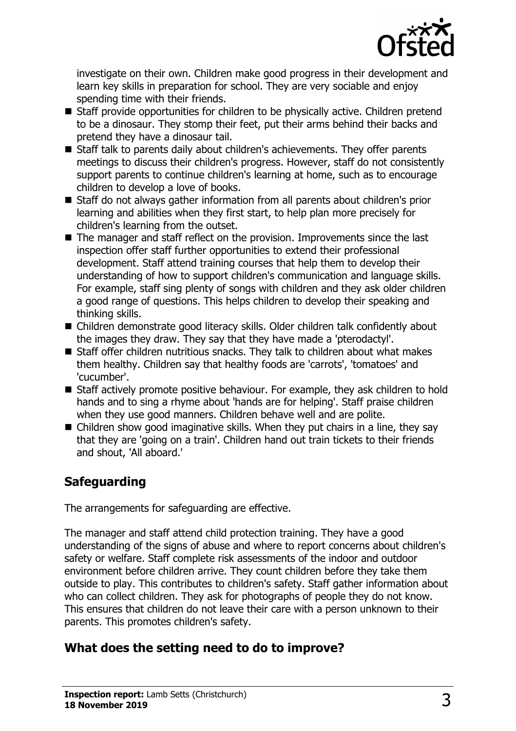investigate on their own. Children make good progress in their development and learn key skills in preparation for school. They are very sociable and enjoy spending time with their friends.

- Staff provide opportunities for children to be physically active. Children pretend to be a dinosaur. They stomp their feet, put their arms behind their backs and pretend they have a dinosaur tail.
- Staff talk to parents daily about children's achievements. They offer parents meetings to discuss their children's progress. However, staff do not consistently support parents to continue children's learning at home, such as to encourage children to develop a love of books.
- Staff do not always gather information from all parents about children's prior learning and abilities when they first start, to help plan more precisely for children's learning from the outset.
- The manager and staff reflect on the provision. Improvements since the last inspection offer staff further opportunities to extend their professional development. Staff attend training courses that help them to develop their understanding of how to support children's communication and language skills. For example, staff sing plenty of songs with children and they ask older children a good range of questions. This helps children to develop their speaking and thinking skills.
- Children demonstrate good literacy skills. Older children talk confidently about the images they draw. They say that they have made a 'pterodactyl'.
- Staff offer children nutritious snacks. They talk to children about what makes them healthy. Children say that healthy foods are 'carrots', 'tomatoes' and 'cucumber'.
- Staff actively promote positive behaviour. For example, they ask children to hold hands and to sing a rhyme about 'hands are for helping'. Staff praise children when they use good manners. Children behave well and are polite.
- Children show good imaginative skills. When they put chairs in a line, they say that they are 'going on a train'. Children hand out train tickets to their friends and shout, 'All aboard.'

## Safeguarding

The arrangements for safeguarding are effective.

The manager and staff attend child protection training. They have a good understanding of the signs of abuse and where to report concerns about children's safety or welfare. Staff complete risk assessments of the indoor and outdoor environment before children arrive. They count children before they take them outside to play. This contributes to children's safety. Staff gather information about who can collect children. They ask for photographs of people they do not know. This ensures that children do not leave their care with a person unknown to their parents. This promotes children's safety.

## What does the setting need to do to improve?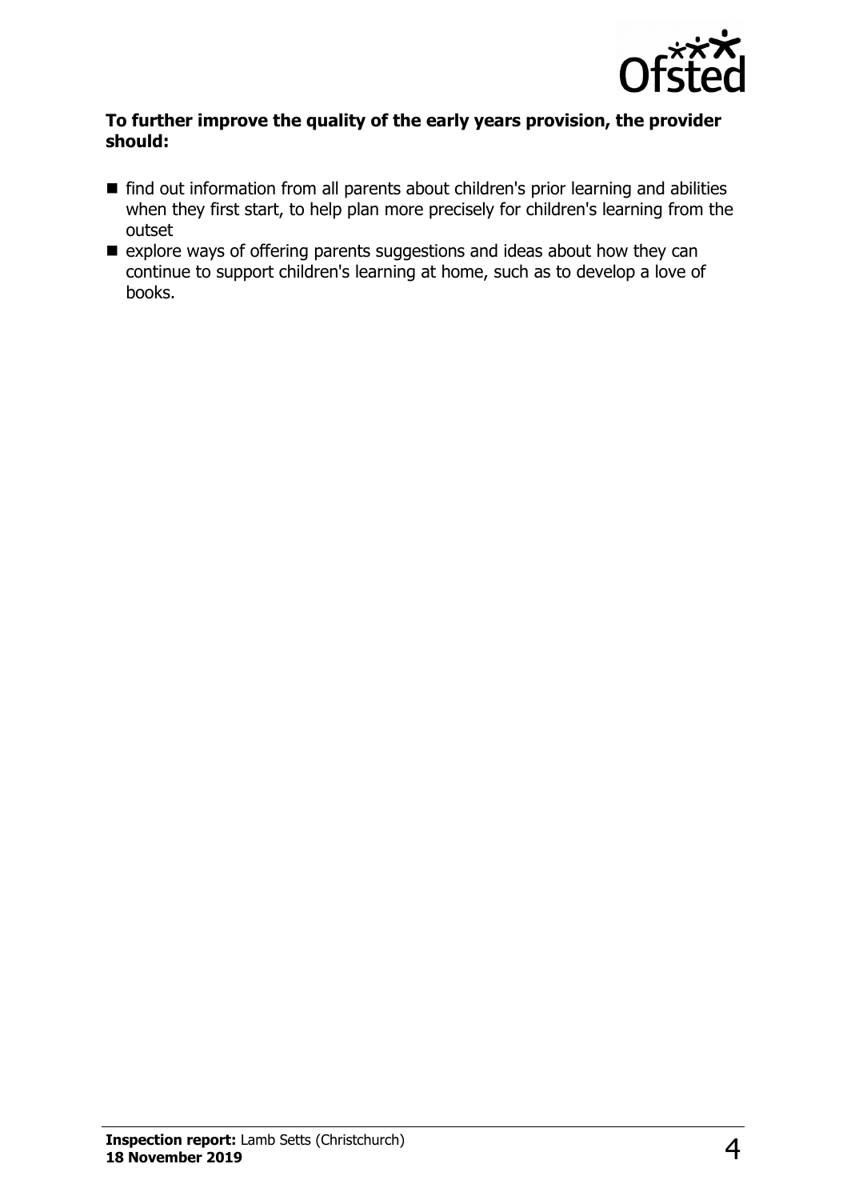**To further improve the quality of the early years provision, the provider should:**

- find out information from all parents about children's prior learning and abilities when they first start, to help plan more precisely for children's learning from the outset
- explore ways of offering parents suggestions and ideas about how they can continue to support children's learning at home, such as to develop a love of books.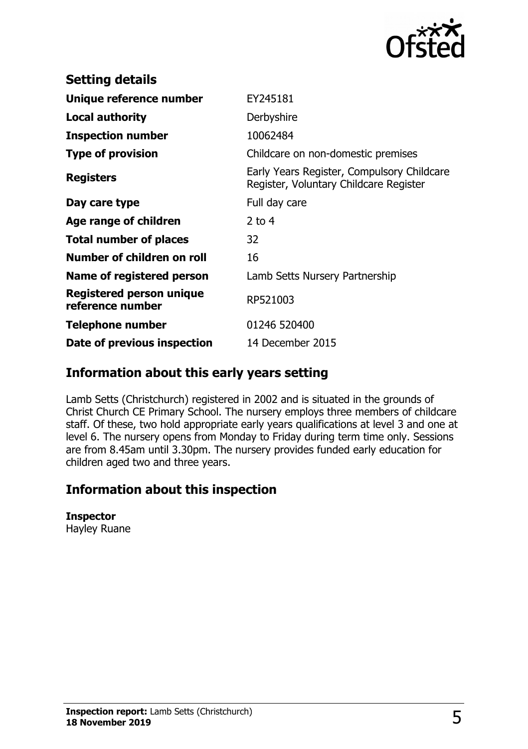## Setting details

| | |
|---|---|
| **Unique reference number** | EY245181 |
| **Local authority** | Derbyshire |
| **Inspection number** | 10062484 |
| **Type of provision** | Childcare on non-domestic premises |
| **Registers** | Early Years Register, Compulsory Childcare Register, Voluntary Childcare Register |
| **Day care type** | Full day care |
| **Age range of children** | 2 to 4 |
| **Total number of places** | 32 |
| **Number of children on roll** | 16 |
| **Name of registered person** | Lamb Setts Nursery Partnership |
| **Registered person unique reference number** | RP521003 |
| **Telephone number** | 01246 520400 |
| **Date of previous inspection** | 14 December 2015 |

## Information about this early years setting

Lamb Setts (Christchurch) registered in 2002 and is situated in the grounds of Christ Church CE Primary School. The nursery employs three members of childcare staff. Of these, two hold appropriate early years qualifications at level 3 and one at level 6. The nursery opens from Monday to Friday during term time only. Sessions are from 8.45am until 3.30pm. The nursery provides funded early education for children aged two and three years.

## Information about this inspection

**Inspector**
Hayley Ruane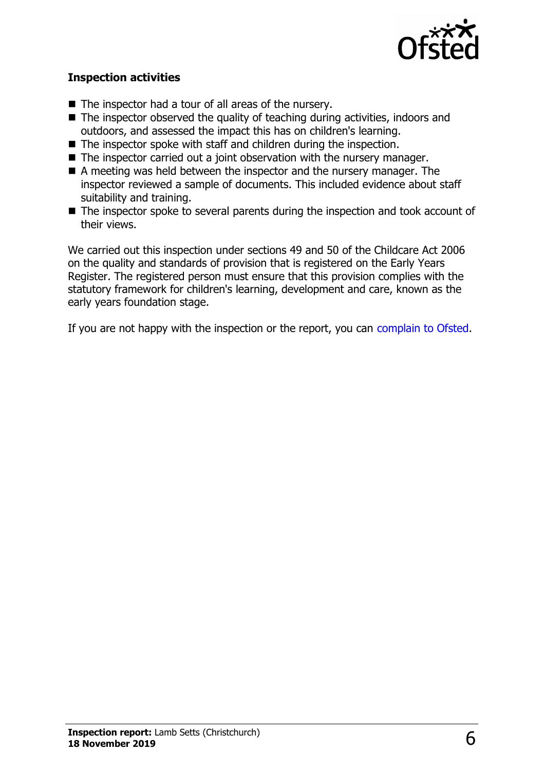### Inspection activities

- The inspector had a tour of all areas of the nursery.
- The inspector observed the quality of teaching during activities, indoors and outdoors, and assessed the impact this has on children's learning.
- The inspector spoke with staff and children during the inspection.
- The inspector carried out a joint observation with the nursery manager.
- A meeting was held between the inspector and the nursery manager. The inspector reviewed a sample of documents. This included evidence about staff suitability and training.
- The inspector spoke to several parents during the inspection and took account of their views.

We carried out this inspection under sections 49 and 50 of the Childcare Act 2006 on the quality and standards of provision that is registered on the Early Years Register. The registered person must ensure that this provision complies with the statutory framework for children's learning, development and care, known as the early years foundation stage.

If you are not happy with the inspection or the report, you can complain to Ofsted.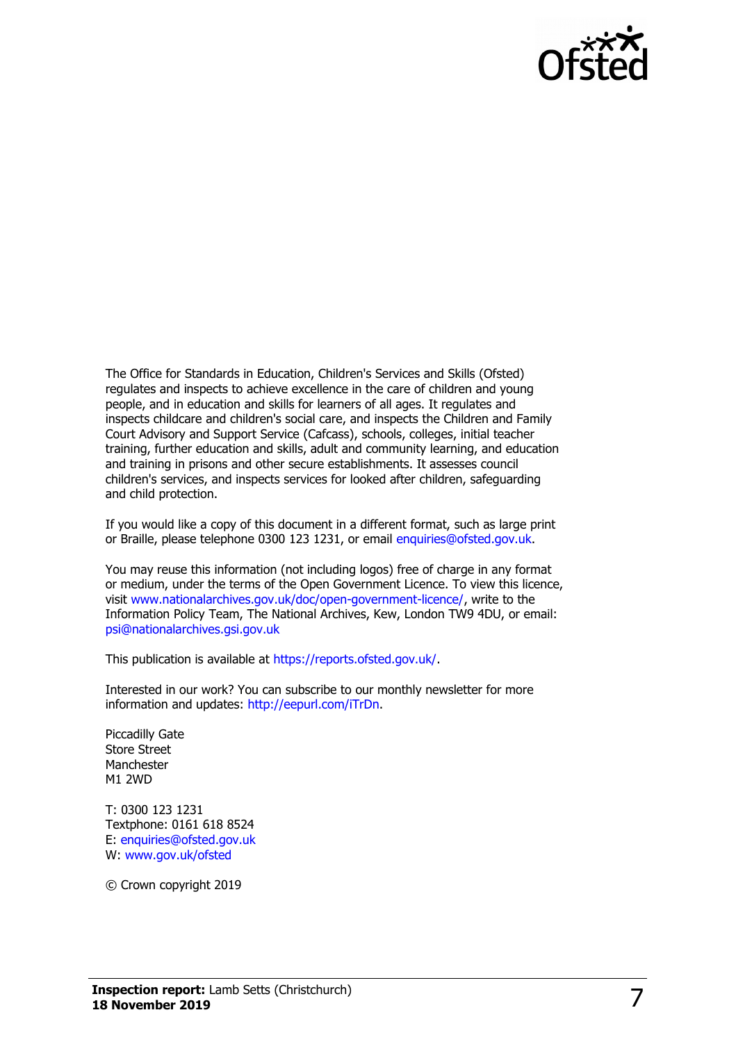The Office for Standards in Education, Children's Services and Skills (Ofsted) regulates and inspects to achieve excellence in the care of children and young people, and in education and skills for learners of all ages. It regulates and inspects childcare and children's social care, and inspects the Children and Family Court Advisory and Support Service (Cafcass), schools, colleges, initial teacher training, further education and skills, adult and community learning, and education and training in prisons and other secure establishments. It assesses council children's services, and inspects services for looked after children, safeguarding and child protection.

If you would like a copy of this document in a different format, such as large print or Braille, please telephone 0300 123 1231, or email enquiries@ofsted.gov.uk.

You may reuse this information (not including logos) free of charge in any format or medium, under the terms of the Open Government Licence. To view this licence, visit www.nationalarchives.gov.uk/doc/open-government-licence/, write to the Information Policy Team, The National Archives, Kew, London TW9 4DU, or email: psi@nationalarchives.gsi.gov.uk

This publication is available at https://reports.ofsted.gov.uk/.

Interested in our work? You can subscribe to our monthly newsletter for more information and updates: http://eepurl.com/iTrDn.

Piccadilly Gate
Store Street
Manchester
M1 2WD

T: 0300 123 1231
Textphone: 0161 618 8524
E: enquiries@ofsted.gov.uk
W: www.gov.uk/ofsted

© Crown copyright 2019